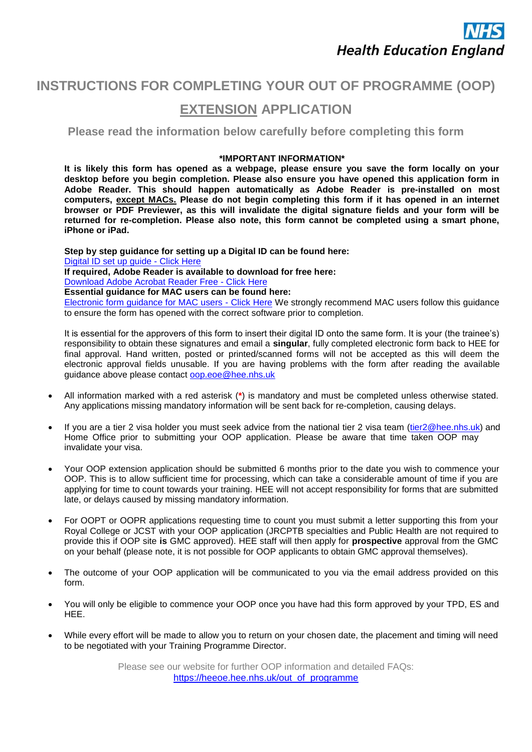NHS Health Education England

# INSTRUCTIONS FOR COMPLETING YOUR OUT OF PROGRAMME (OOP) EXTENSION APPLICATION

## Please read the information below carefully before completing this form

**\*IMPORTANT INFORMATION\***

**It is likely this form has opened as a webpage, please ensure you save the form locally on your desktop before you begin completion. Please also ensure you have opened this application form in Adobe Reader. This should happen automatically as Adobe Reader is pre-installed on most computers, except MACs. Please do not begin completing this form if it has opened in an internet browser or PDF Previewer, as this will invalidate the digital signature fields and your form will be returned for re-completion. Please also note, this form cannot be completed using a smart phone, iPhone or iPad.**

**Step by step guidance for setting up a Digital ID can be found here:**
Digital ID set up guide - Click Here
**If required, Adobe Reader is available to download for free here:**
Download Adobe Acrobat Reader Free - Click Here
**Essential guidance for MAC users can be found here:**
Electronic form guidance for MAC users - Click Here We strongly recommend MAC users follow this guidance to ensure the form has opened with the correct software prior to completion.

It is essential for the approvers of this form to insert their digital ID onto the same form. It is your (the trainee's) responsibility to obtain these signatures and email a **singular**, fully completed electronic form back to HEE for final approval. Hand written, posted or printed/scanned forms will not be accepted as this will deem the electronic approval fields unusable. If you are having problems with the form after reading the available guidance above please contact oop.eoe@hee.nhs.uk

- All information marked with a red asterisk (*) is mandatory and must be completed unless otherwise stated. Any applications missing mandatory information will be sent back for re-completion, causing delays.
- If you are a tier 2 visa holder you must seek advice from the national tier 2 visa team (tier2@hee.nhs.uk) and Home Office prior to submitting your OOP application. Please be aware that time taken OOP may invalidate your visa.
- Your OOP extension application should be submitted 6 months prior to the date you wish to commence your OOP. This is to allow sufficient time for processing, which can take a considerable amount of time if you are applying for time to count towards your training. HEE will not accept responsibility for forms that are submitted late, or delays caused by missing mandatory information.
- For OOPT or OOPR applications requesting time to count you must submit a letter supporting this from your Royal College or JCST with your OOP application (JRCPTB specialties and Public Health are not required to provide this if OOP site **is** GMC approved). HEE staff will then apply for **prospective** approval from the GMC on your behalf (please note, it is not possible for OOP applicants to obtain GMC approval themselves).
- The outcome of your OOP application will be communicated to you via the email address provided on this form.
- You will only be eligible to commence your OOP once you have had this form approved by your TPD, ES and HEE.
- While every effort will be made to allow you to return on your chosen date, the placement and timing will need to be negotiated with your Training Programme Director.

Please see our website for further OOP information and detailed FAQs:
https://heeoe.hee.nhs.uk/out_of_programme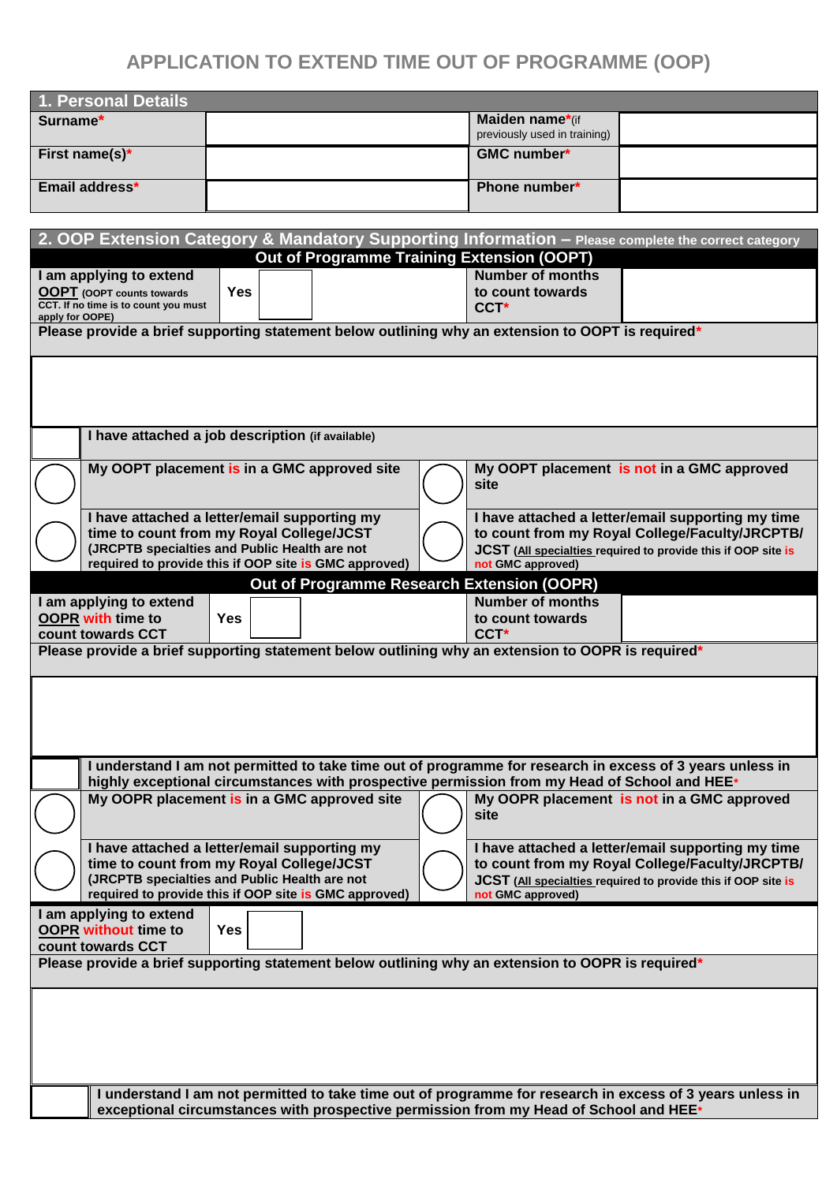# APPLICATION TO EXTEND TIME OUT OF PROGRAMME (OOP)

## 1. Personal Details

| | | | |
|---|---|---|---|
| **Surname*** | | **Maiden name***(if previously used in training) | |
| **First name(s)*** | | **GMC number*** | |
| **Email address*** | | **Phone number*** | |

## 2. OOP Extension Category & Mandatory Supporting Information – Please complete the correct category

### Out of Programme Training Extension (OOPT)

| | | | |
|---|---|---|---|
| **I am applying to extend OOPT** (OOPT counts towards CCT. If no time is to count you must apply for OOPE) | **Yes** ☐ | **Number of months to count towards CCT*** | |

**Please provide a brief supporting statement below outlining why an extension to OOPT is required***

☐ **I have attached a job description** (if available)

| | | | |
|---|---|---|---|
| ○ | **My OOPT placement is in a GMC approved site** | ○ | **My OOPT placement is not in a GMC approved site** |
| ○ | **I have attached a letter/email supporting my time to count from my Royal College/JCST (JRCPTB specialties and Public Health are not required to provide this if OOP site is GMC approved)** | ○ | **I have attached a letter/email supporting my time to count from my Royal College/Faculty/JRCPTB/ JCST (All specialties required to provide this if OOP site is not GMC approved)** |

### Out of Programme Research Extension (OOPR)

| | | | |
|---|---|---|---|
| **I am applying to extend OOPR with time to count towards CCT** | **Yes** ☐ | **Number of months to count towards CCT*** | |

**Please provide a brief supporting statement below outlining why an extension to OOPR is required***

☐ **I understand I am not permitted to take time out of programme for research in excess of 3 years unless in highly exceptional circumstances with prospective permission from my Head of School and HEE***

| | | | |
|---|---|---|---|
| ○ | **My OOPR placement is in a GMC approved site** | ○ | **My OOPR placement is not in a GMC approved site** |
| ○ | **I have attached a letter/email supporting my time to count from my Royal College/JCST (JRCPTB specialties and Public Health are not required to provide this if OOP site is GMC approved)** | ○ | **I have attached a letter/email supporting my time to count from my Royal College/Faculty/JRCPTB/ JCST (All specialties required to provide this if OOP site is not GMC approved)** |

| | |
|---|---|
| **I am applying to extend OOPR without time to count towards CCT** | **Yes** ☐ |

**Please provide a brief supporting statement below outlining why an extension to OOPR is required***

☐ **I understand I am not permitted to take time out of programme for research in excess of 3 years unless in exceptional circumstances with prospective permission from my Head of School and HEE***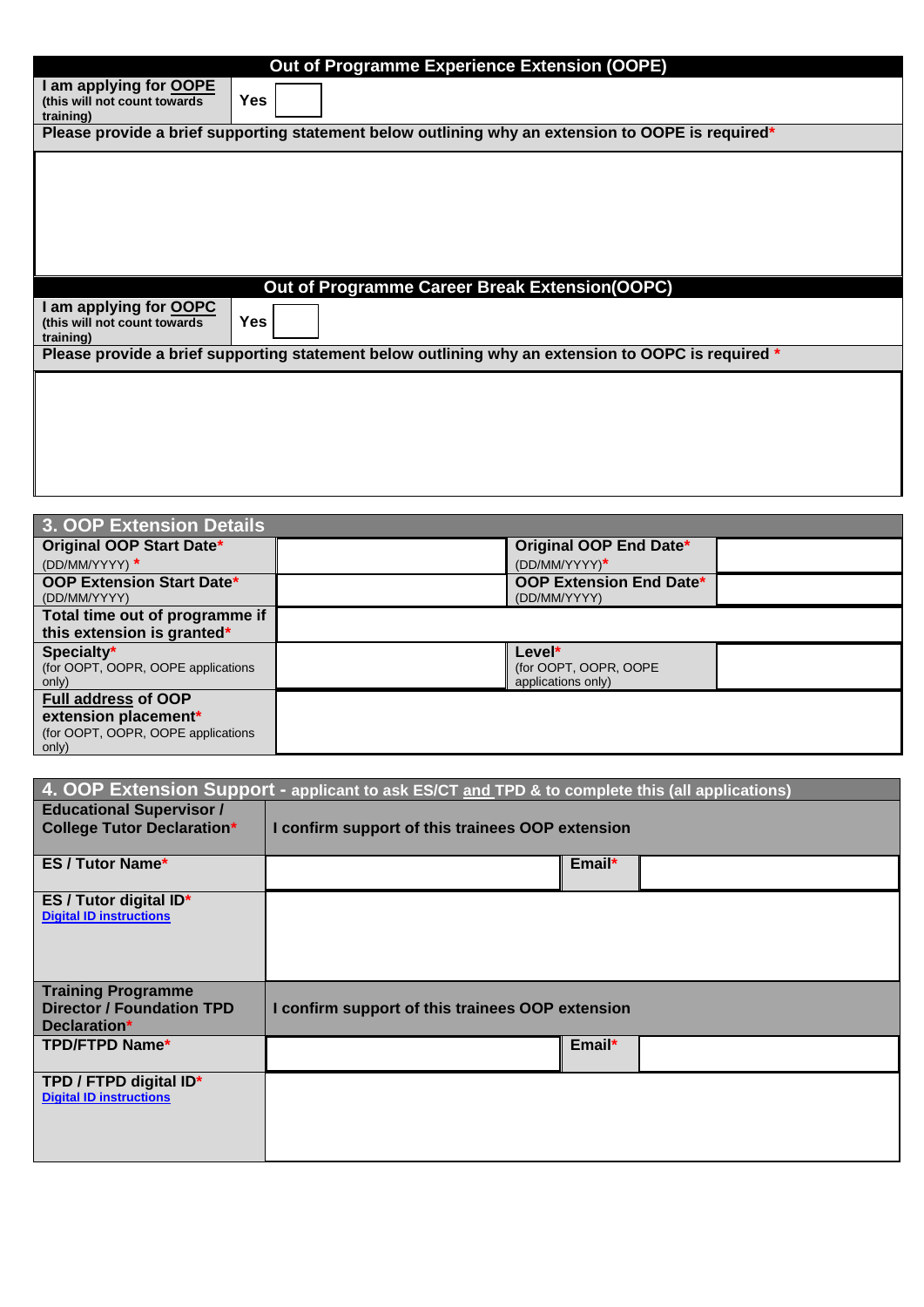| Out of Programme Experience Extension (OOPE) | | |
|---|---|---|
| **I am applying for OOPE** (this will not count towards training) | **Yes** | |
| **Please provide a brief supporting statement below outlining why an extension to OOPE is required*** | | |
| | | |

| Out of Programme Career Break Extension(OOPC) | | |
|---|---|---|
| **I am applying for OOPC** (this will not count towards training) | **Yes** | |
| **Please provide a brief supporting statement below outlining why an extension to OOPC is required *** | | |
| | | |

| 3. OOP Extension Details | | | |
|---|---|---|---|
| **Original OOP Start Date*** (DD/MM/YYYY) * | | **Original OOP End Date*** (DD/MM/YYYY)* | |
| **OOP Extension Start Date*** (DD/MM/YYYY) | | **OOP Extension End Date*** (DD/MM/YYYY) | |
| **Total time out of programme if this extension is granted*** | | | |
| **Specialty*** (for OOPT, OOPR, OOPE applications only) | | **Level*** (for OOPT, OOPR, OOPE applications only) | |
| **Full address of OOP extension placement*** (for OOPT, OOPR, OOPE applications only) | | | |

| 4. OOP Extension Support - applicant to ask ES/CT and TPD & to complete this (all applications) | | | |
|---|---|---|---|
| **Educational Supervisor / College Tutor Declaration*** | **I confirm support of this trainees OOP extension** | | |
| **ES / Tutor Name*** | | **Email*** | |
| **ES / Tutor digital ID*** [Digital ID instructions] | | | |
| **Training Programme Director / Foundation TPD Declaration*** | **I confirm support of this trainees OOP extension** | | |
| **TPD/FTPD Name*** | | **Email*** | |
| **TPD / FTPD digital ID*** [Digital ID instructions] | | | |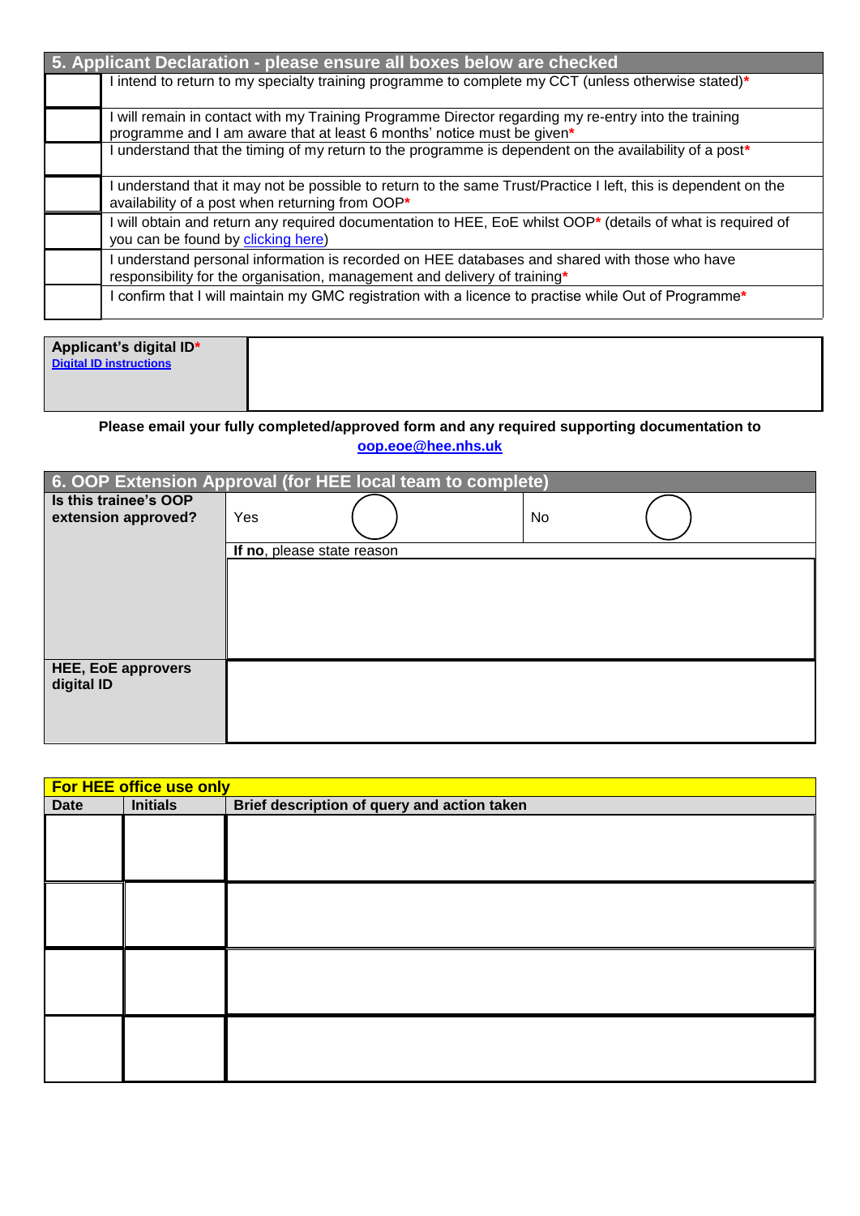## 5. Applicant Declaration - please ensure all boxes below are checked

| | |
|---|---|
| | I intend to return to my specialty training programme to complete my CCT (unless otherwise stated)* |
| | I will remain in contact with my Training Programme Director regarding my re-entry into the training programme and I am aware that at least 6 months' notice must be given* |
| | I understand that the timing of my return to the programme is dependent on the availability of a post* |
| | I understand that it may not be possible to return to the same Trust/Practice I left, this is dependent on the availability of a post when returning from OOP* |
| | I will obtain and return any required documentation to HEE, EoE whilst OOP* (details of what is required of you can be found by clicking here) |
| | I understand personal information is recorded on HEE databases and shared with those who have responsibility for the organisation, management and delivery of training* |
| | I confirm that I will maintain my GMC registration with a licence to practise while Out of Programme* |

| | |
|---|---|
| **Applicant's digital ID*** <br> Digital ID instructions | |

**Please email your fully completed/approved form and any required supporting documentation to oop.eoe@hee.nhs.uk**

## 6. OOP Extension Approval (for HEE local team to complete)

| | | | | |
|---|---|---|---|---|
| **Is this trainee's OOP extension approved?** | Yes | ◯ | No | ◯ |
| | **If no**, please state reason | | | |
| **HEE, EoE approvers digital ID** | | | | |

## For HEE office use only

| Date | Initials | Brief description of query and action taken |
|---|---|---|
| | | |
| | | |
| | | |
| | | |